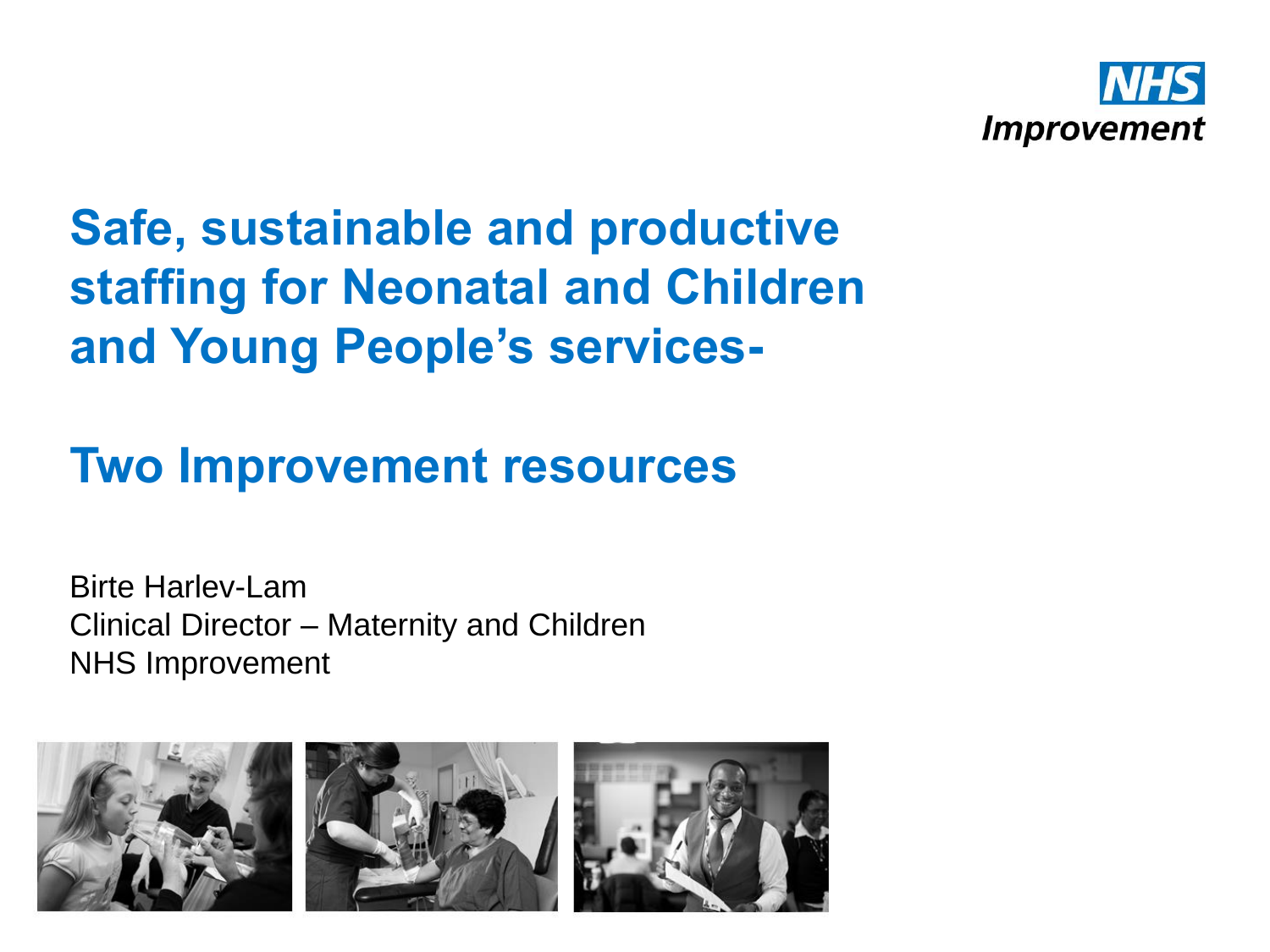NHS Improvement

# Safe, sustainable and productive staffing for Neonatal and Children and Young People's services-

# Two Improvement resources

Birte Harlev-Lam
Clinical Director – Maternity and Children
NHS Improvement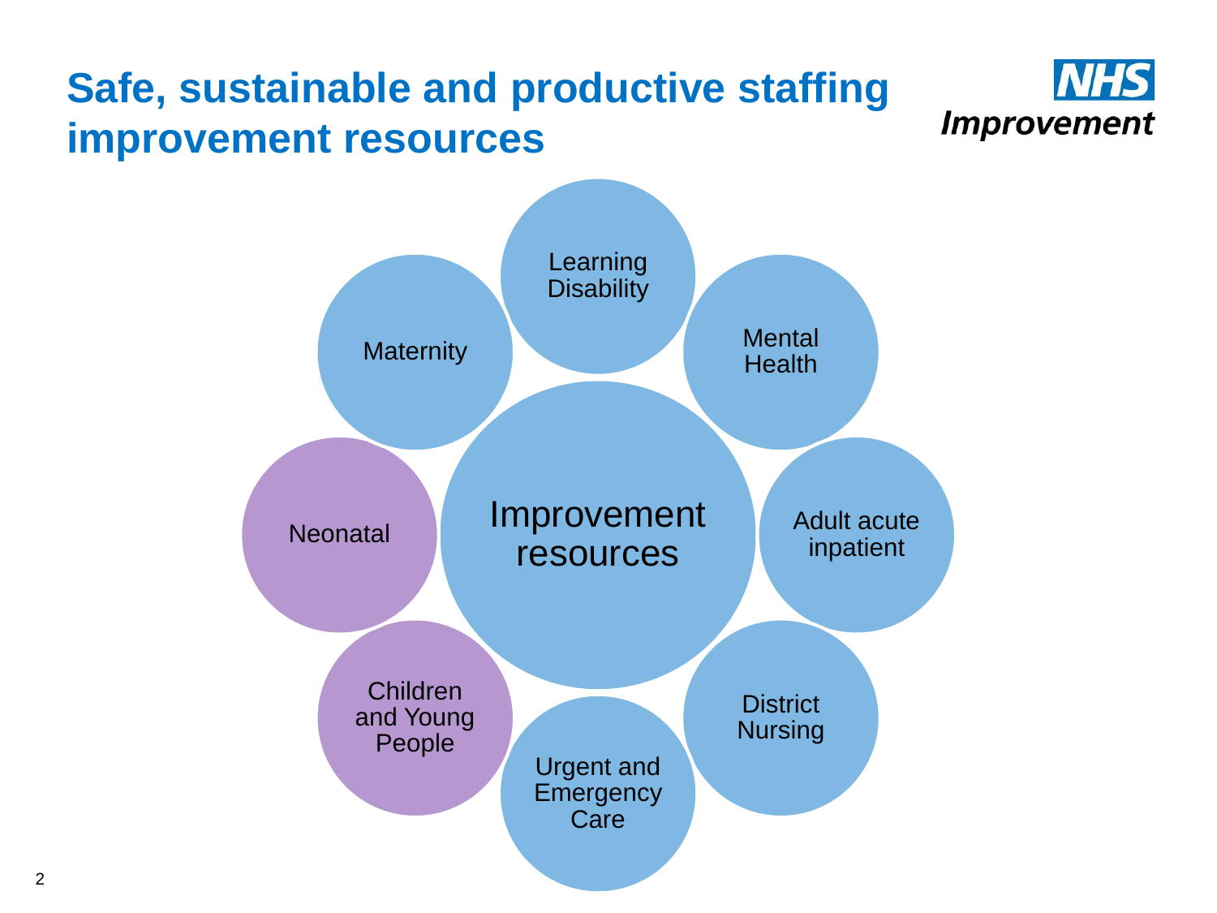# Safe, sustainable and productive staffing improvement resources

**Improvement resources**

- Learning Disability
- Mental Health
- Adult acute inpatient
- District Nursing
- Urgent and Emergency Care
- Children and Young People
- Neonatal
- Maternity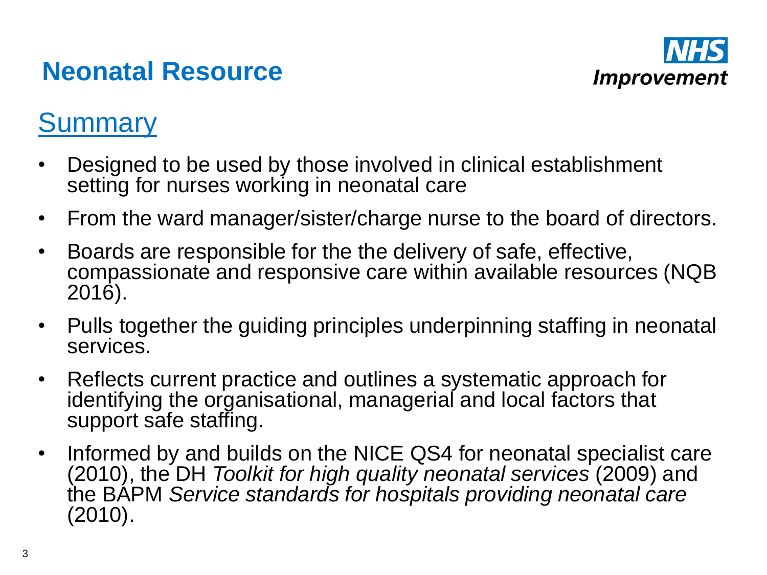# Neonatal Resource

NHS Improvement

## Summary

- Designed to be used by those involved in clinical establishment setting for nurses working in neonatal care
- From the ward manager/sister/charge nurse to the board of directors.
- Boards are responsible for the the delivery of safe, effective, compassionate and responsive care within available resources (NQB 2016).
- Pulls together the guiding principles underpinning staffing in neonatal services.
- Reflects current practice and outlines a systematic approach for identifying the organisational, managerial and local factors that support safe staffing.
- Informed by and builds on the NICE QS4 for neonatal specialist care (2010), the DH *Toolkit for high quality neonatal services* (2009) and the BAPM *Service standards for hospitals providing neonatal care* (2010).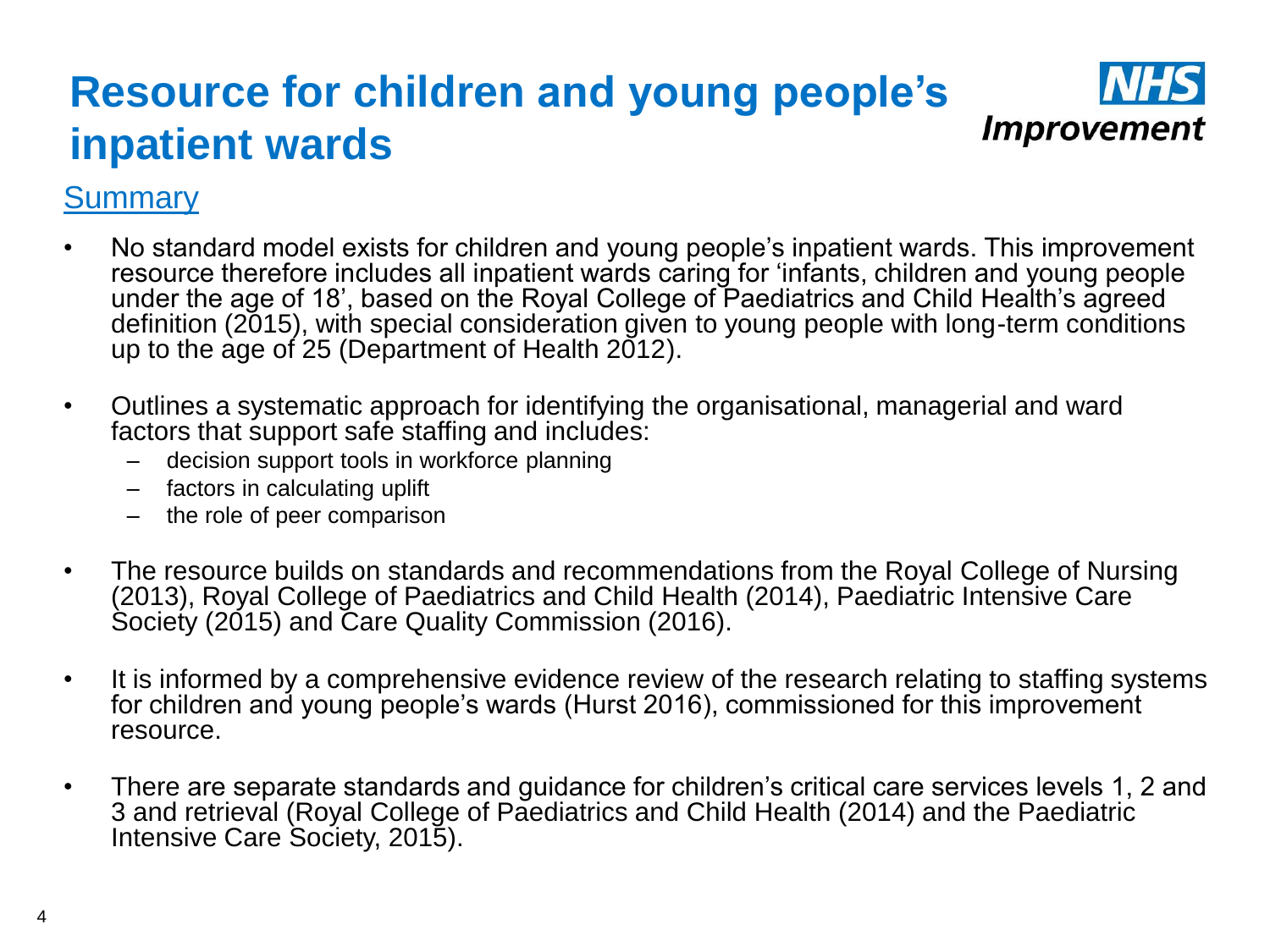# Resource for children and young people's inpatient wards

NHS Improvement

## Summary

- No standard model exists for children and young people's inpatient wards. This improvement resource therefore includes all inpatient wards caring for 'infants, children and young people under the age of 18', based on the Royal College of Paediatrics and Child Health's agreed definition (2015), with special consideration given to young people with long-term conditions up to the age of 25 (Department of Health 2012).
- Outlines a systematic approach for identifying the organisational, managerial and ward factors that support safe staffing and includes:
  - decision support tools in workforce planning
  - factors in calculating uplift
  - the role of peer comparison
- The resource builds on standards and recommendations from the Royal College of Nursing (2013), Royal College of Paediatrics and Child Health (2014), Paediatric Intensive Care Society (2015) and Care Quality Commission (2016).
- It is informed by a comprehensive evidence review of the research relating to staffing systems for children and young people's wards (Hurst 2016), commissioned for this improvement resource.
- There are separate standards and guidance for children's critical care services levels 1, 2 and 3 and retrieval (Royal College of Paediatrics and Child Health (2014) and the Paediatric Intensive Care Society, 2015).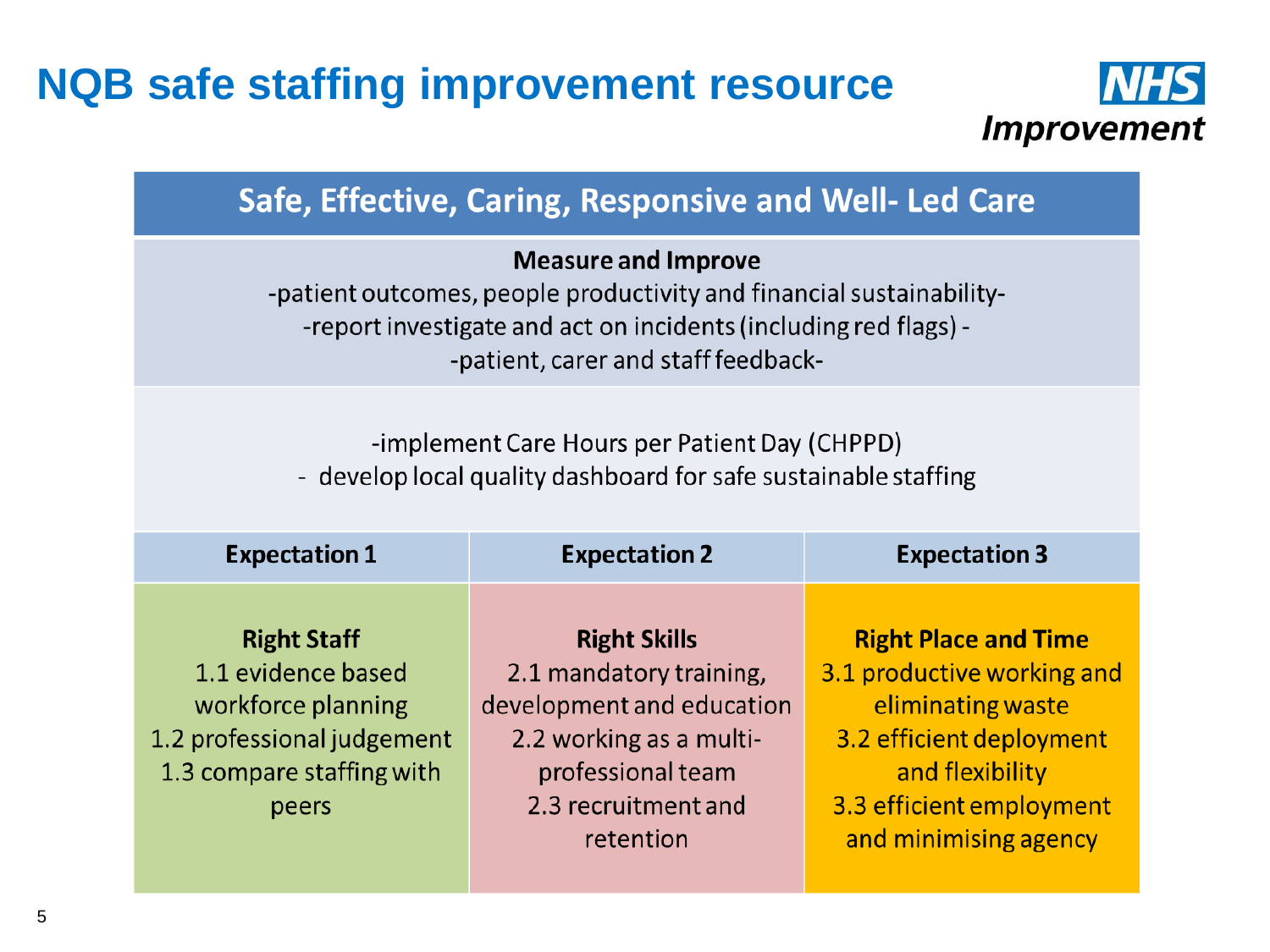# NQB safe staffing improvement resource

NHS Improvement

## Safe, Effective, Caring, Responsive and Well- Led Care

**Measure and Improve**

-patient outcomes, people productivity and financial sustainability-

-report investigate and act on incidents (including red flags) -

-patient, carer and staff feedback-

-implement Care Hours per Patient Day (CHPPD)

- develop local quality dashboard for safe sustainable staffing

| Expectation 1 | Expectation 2 | Expectation 3 |
|---|---|---|
| **Right Staff**<br>1.1 evidence based workforce planning<br>1.2 professional judgement<br>1.3 compare staffing with peers | **Right Skills**<br>2.1 mandatory training, development and education<br>2.2 working as a multi-professional team<br>2.3 recruitment and retention | **Right Place and Time**<br>3.1 productive working and eliminating waste<br>3.2 efficient deployment and flexibility<br>3.3 efficient employment and minimising agency |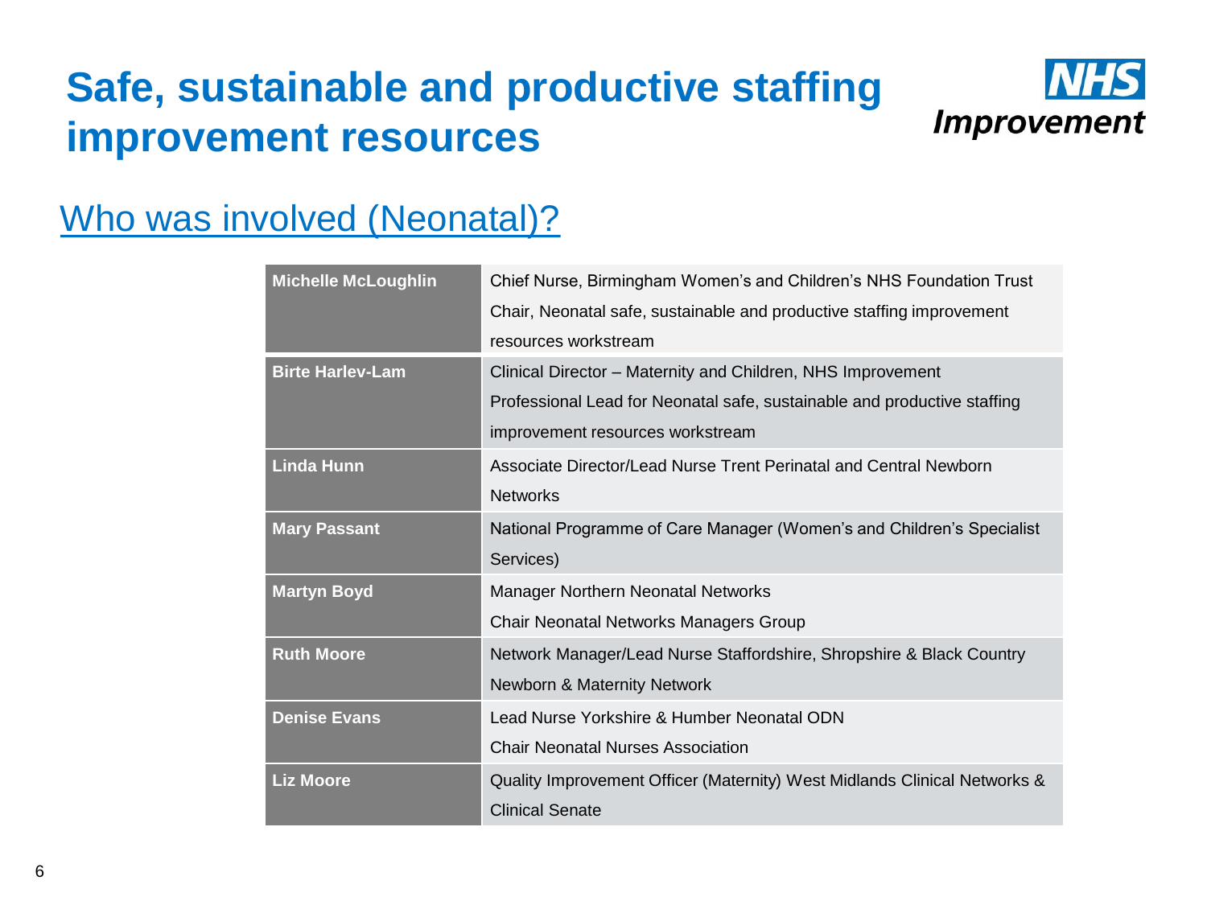# Safe, sustainable and productive staffing improvement resources

## Who was involved (Neonatal)?

| Name | Role |
|---|---|
| **Michelle McLoughlin** | Chief Nurse, Birmingham Women's and Children's NHS Foundation Trust<br>Chair, Neonatal safe, sustainable and productive staffing improvement resources workstream |
| **Birte Harlev-Lam** | Clinical Director – Maternity and Children, NHS Improvement<br>Professional Lead for Neonatal safe, sustainable and productive staffing improvement resources workstream |
| **Linda Hunn** | Associate Director/Lead Nurse Trent Perinatal and Central Newborn Networks |
| **Mary Passant** | National Programme of Care Manager (Women's and Children's Specialist Services) |
| **Martyn Boyd** | Manager Northern Neonatal Networks<br>Chair Neonatal Networks Managers Group |
| **Ruth Moore** | Network Manager/Lead Nurse Staffordshire, Shropshire & Black Country Newborn & Maternity Network |
| **Denise Evans** | Lead Nurse Yorkshire & Humber Neonatal ODN<br>Chair Neonatal Nurses Association |
| **Liz Moore** | Quality Improvement Officer (Maternity) West Midlands Clinical Networks & Clinical Senate |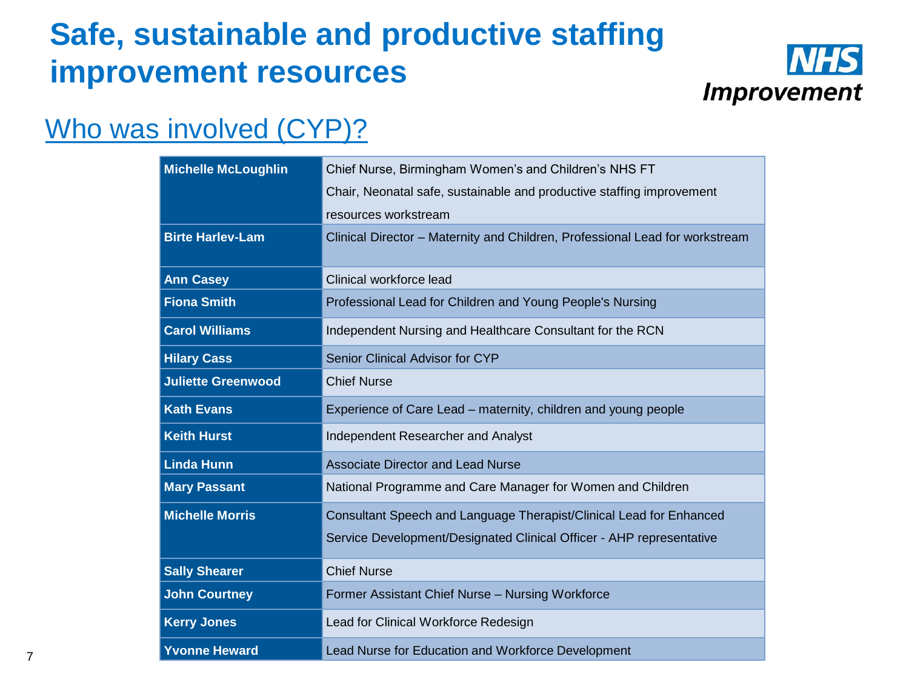# Safe, sustainable and productive staffing improvement resources

## Who was involved (CYP)?

| | |
|---|---|
| **Michelle McLoughlin** | Chief Nurse, Birmingham Women's and Children's NHS FT<br>Chair, Neonatal safe, sustainable and productive staffing improvement resources workstream |
| **Birte Harlev-Lam** | Clinical Director – Maternity and Children, Professional Lead for workstream |
| **Ann Casey** | Clinical workforce lead |
| **Fiona Smith** | Professional Lead for Children and Young People's Nursing |
| **Carol Williams** | Independent Nursing and Healthcare Consultant for the RCN |
| **Hilary Cass** | Senior Clinical Advisor for CYP |
| **Juliette Greenwood** | Chief Nurse |
| **Kath Evans** | Experience of Care Lead – maternity, children and young people |
| **Keith Hurst** | Independent Researcher and Analyst |
| **Linda Hunn** | Associate Director and Lead Nurse |
| **Mary Passant** | National Programme and Care Manager for Women and Children |
| **Michelle Morris** | Consultant Speech and Language Therapist/Clinical Lead for Enhanced Service Development/Designated Clinical Officer - AHP representative |
| **Sally Shearer** | Chief Nurse |
| **John Courtney** | Former Assistant Chief Nurse – Nursing Workforce |
| **Kerry Jones** | Lead for Clinical Workforce Redesign |
| **Yvonne Heward** | Lead Nurse for Education and Workforce Development |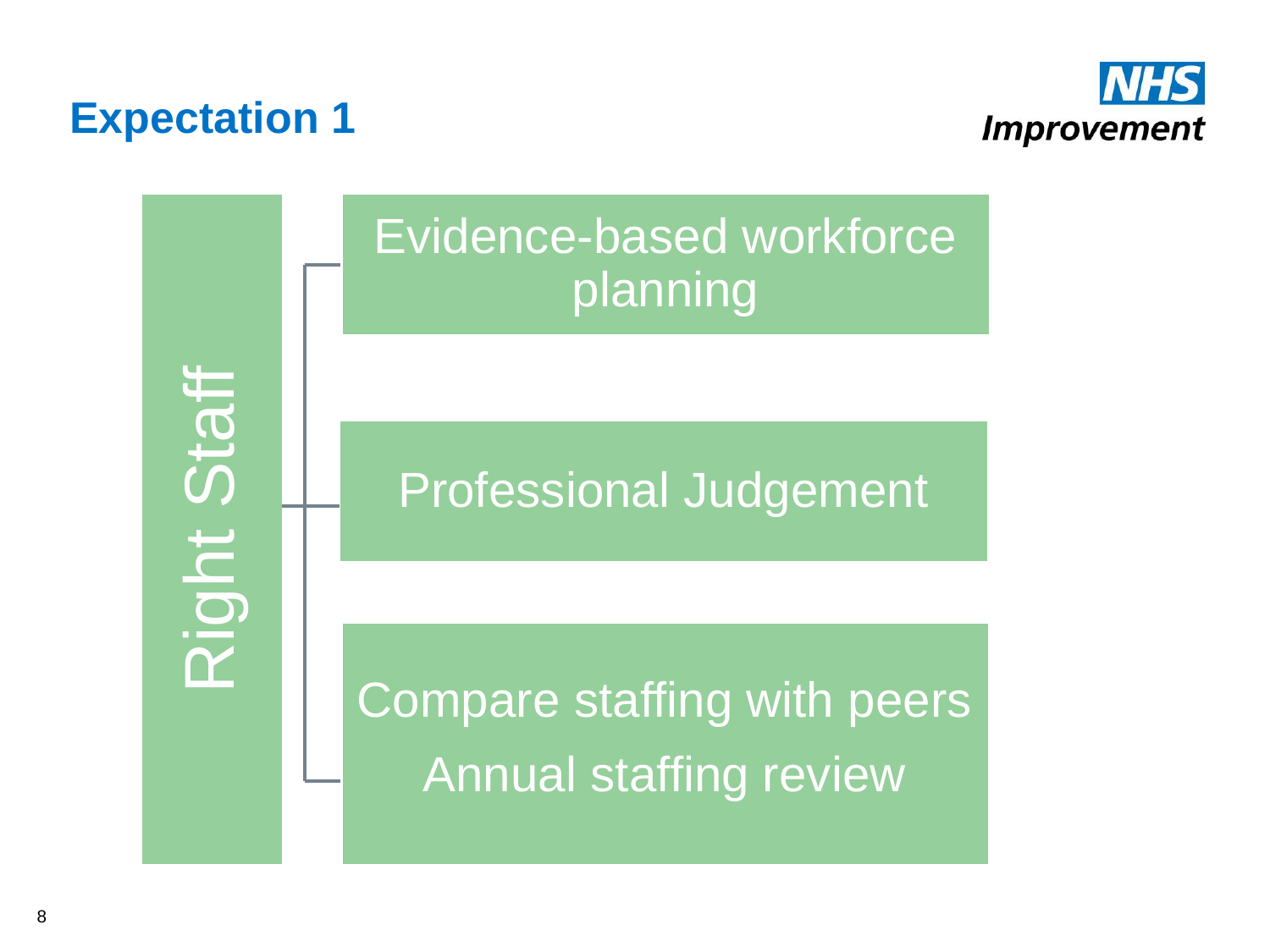# Expectation 1

**Right Staff**

- Evidence-based workforce planning
- Professional Judgement
- Compare staffing with peers
  Annual staffing review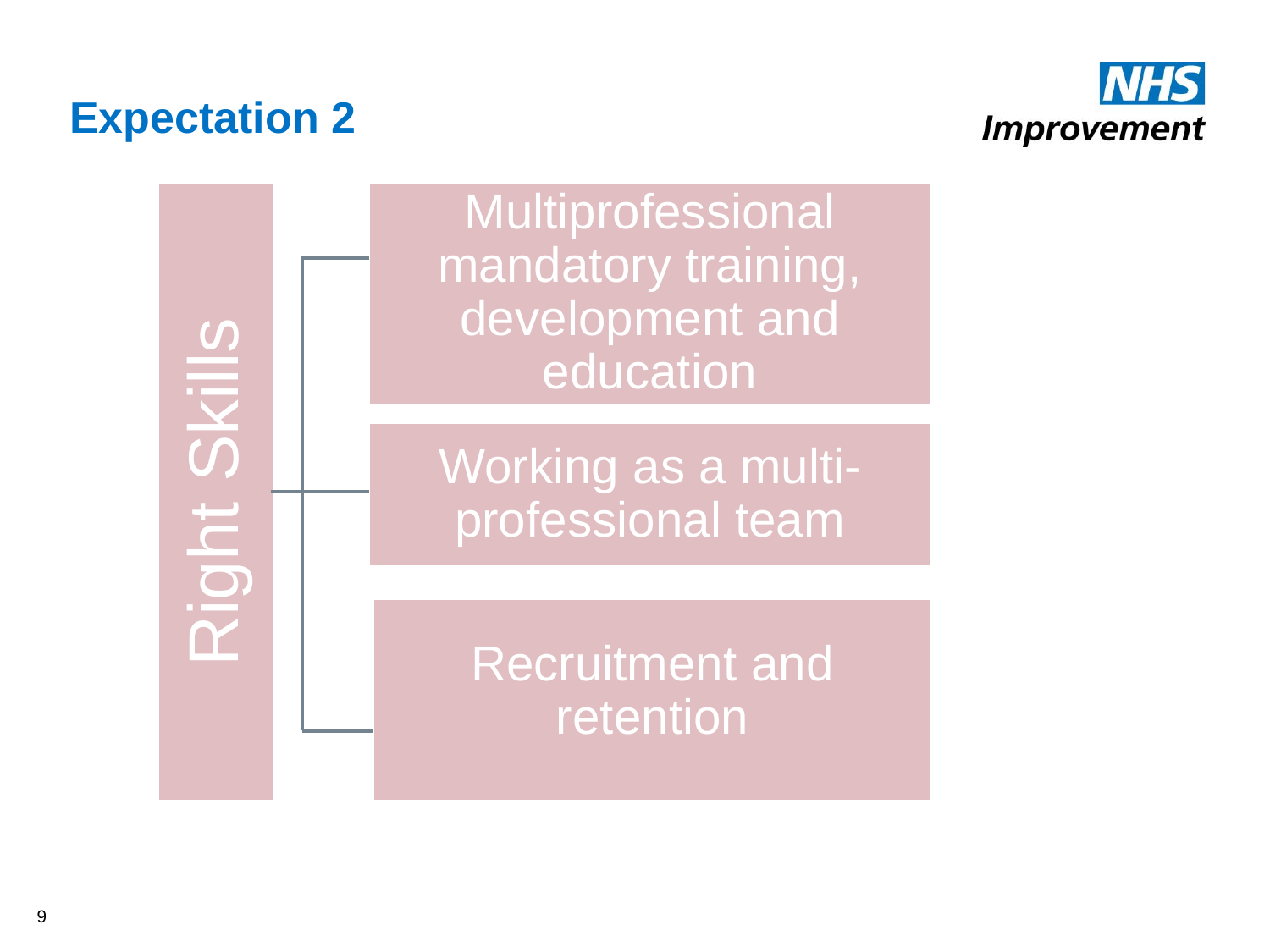## Expectation 2

**Right Skills**

- Multiprofessional mandatory training, development and education
- Working as a multi-professional team
- Recruitment and retention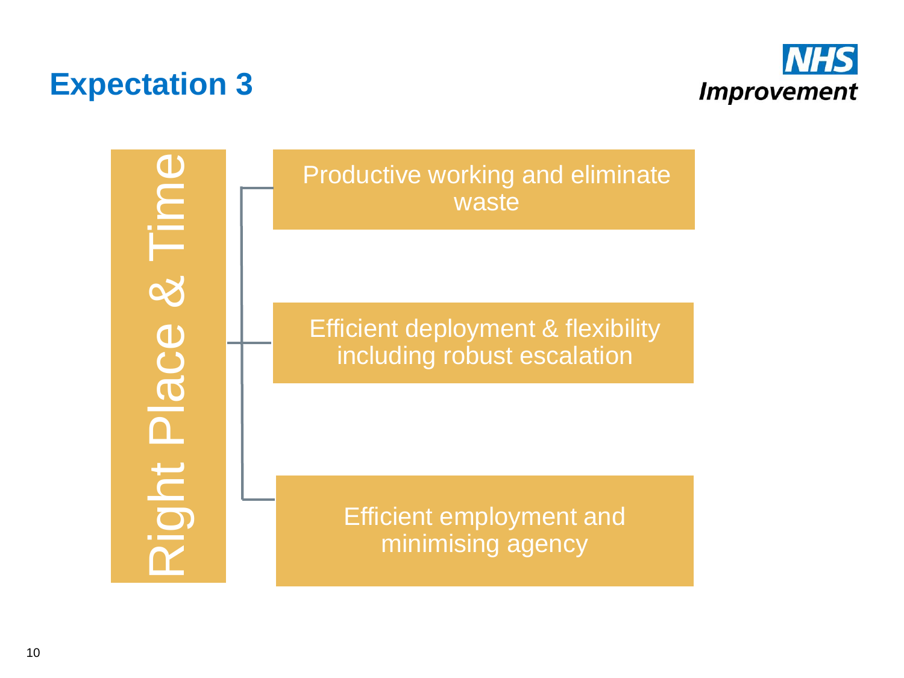# Expectation 3

**Right Place & Time**

- Productive working and eliminate waste
- Efficient deployment & flexibility including robust escalation
- Efficient employment and minimising agency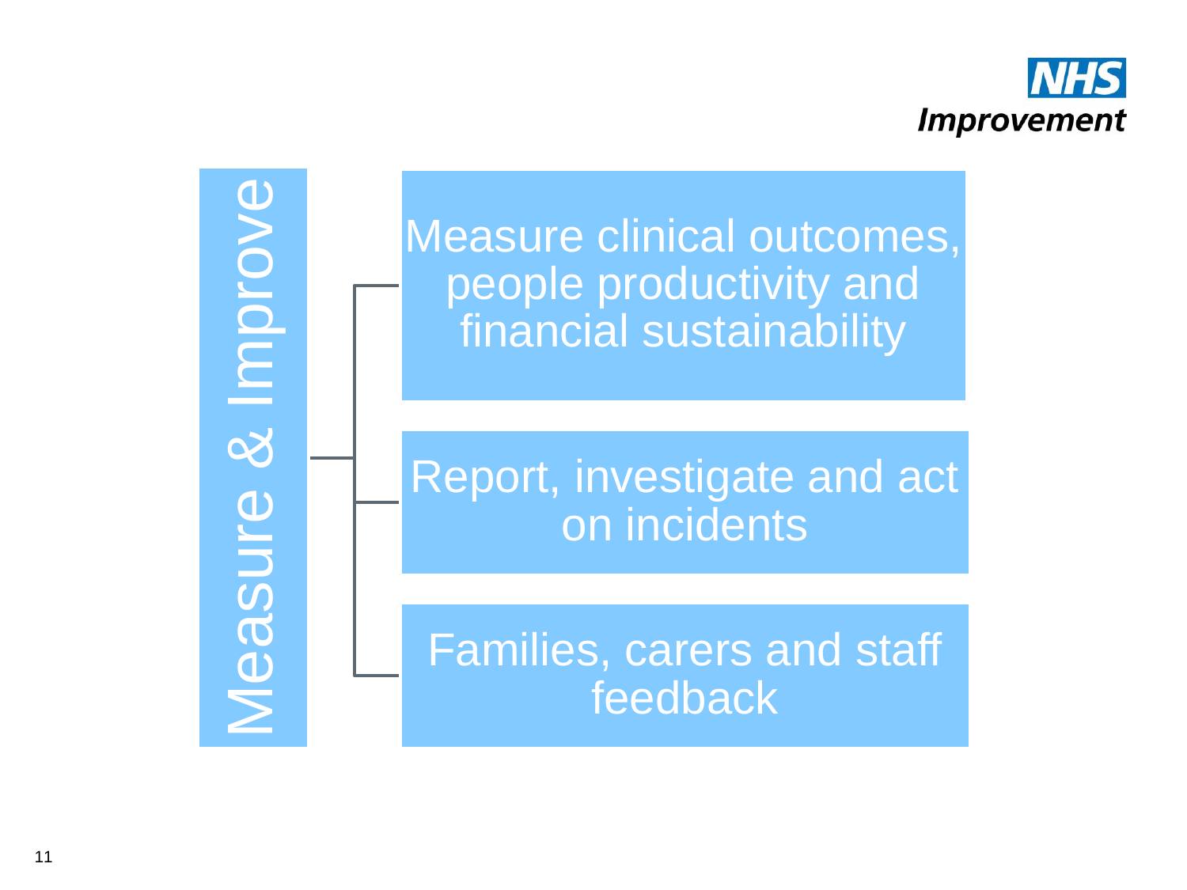NHS Improvement

# Measure & Improve

- Measure clinical outcomes, people productivity and financial sustainability
- Report, investigate and act on incidents
- Families, carers and staff feedback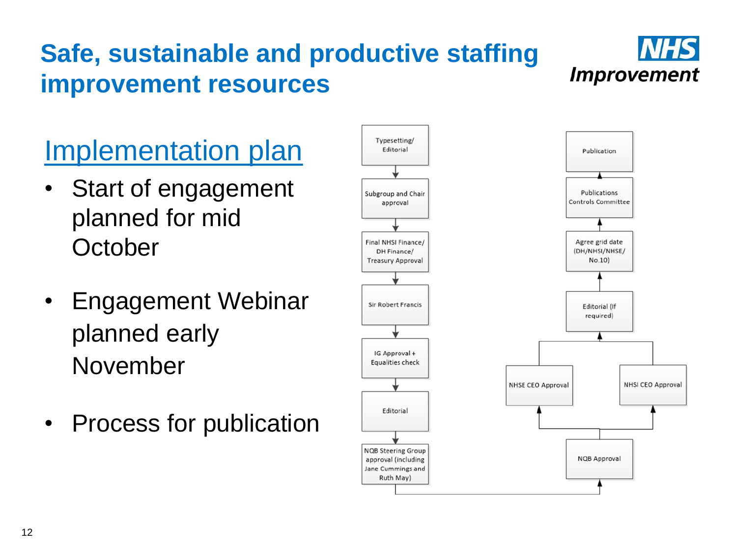# Safe, sustainable and productive staffing improvement resources

## Implementation plan

- Start of engagement planned for mid October
- Engagement Webinar planned early November
- Process for publication

Typesetting/ Editorial → Subgroup and Chair approval → Final NHSI Finance/ DH Finance/ Treasury Approval → Sir Robert Francis → IG Approval + Equalities check → Editorial → NQB Steering Group approval (including Jane Cummings and Ruth May) → NQB Approval → NHSE CEO Approval / NHSI CEO Approval → Editorial (If required) → Agree grid date (DH/NHSI/NHSE/ No.10) → Publications Controls Committee → Publication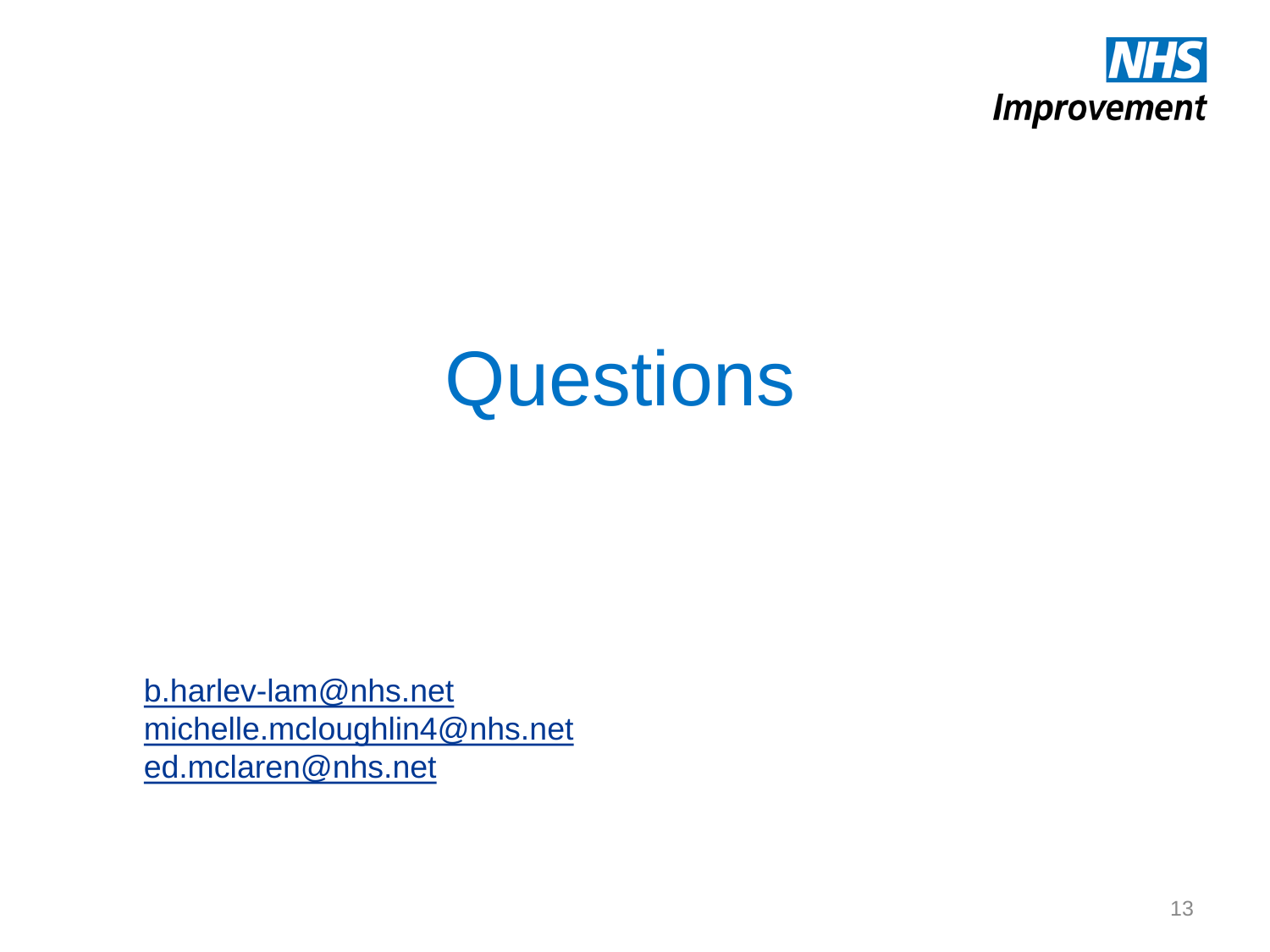NHS Improvement

# Questions

b.harlev-lam@nhs.net
michelle.mcloughlin4@nhs.net
ed.mclaren@nhs.net